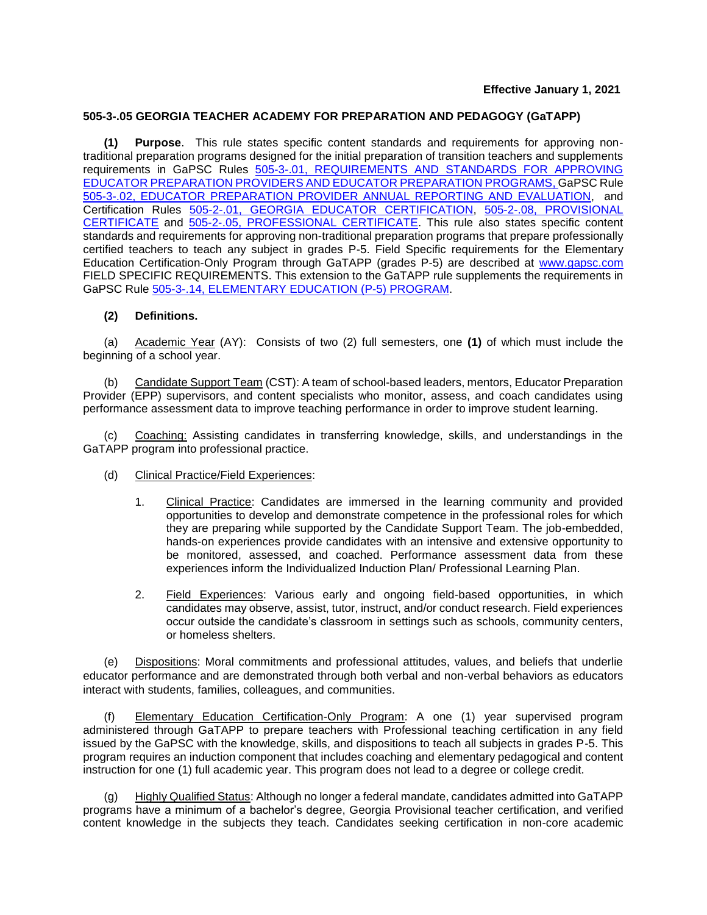**Effective January 1, 2021**

## 505-3-.05 GEORGIA TEACHER ACADEMY FOR PREPARATION AND PEDAGOGY (GaTAPP)

**(1) Purpose**. This rule states specific content standards and requirements for approving non-traditional preparation programs designed for the initial preparation of transition teachers and supplements requirements in GaPSC Rules 505-3-.01, REQUIREMENTS AND STANDARDS FOR APPROVING EDUCATOR PREPARATION PROVIDERS AND EDUCATOR PREPARATION PROGRAMS, GaPSC Rule 505-3-.02, EDUCATOR PREPARATION PROVIDER ANNUAL REPORTING AND EVALUATION, and Certification Rules 505-2-.01, GEORGIA EDUCATOR CERTIFICATION, 505-2-.08, PROVISIONAL CERTIFICATE and 505-2-.05, PROFESSIONAL CERTIFICATE. This rule also states specific content standards and requirements for approving non-traditional preparation programs that prepare professionally certified teachers to teach any subject in grades P-5. Field Specific requirements for the Elementary Education Certification-Only Program through GaTAPP (grades P-5) are described at www.gapsc.com FIELD SPECIFIC REQUIREMENTS. This extension to the GaTAPP rule supplements the requirements in GaPSC Rule 505-3-.14, ELEMENTARY EDUCATION (P-5) PROGRAM.

**(2) Definitions.**

(a) Academic Year (AY): Consists of two (2) full semesters, one **(1)** of which must include the beginning of a school year.

(b) Candidate Support Team (CST): A team of school-based leaders, mentors, Educator Preparation Provider (EPP) supervisors, and content specialists who monitor, assess, and coach candidates using performance assessment data to improve teaching performance in order to improve student learning.

(c) Coaching: Assisting candidates in transferring knowledge, skills, and understandings in the GaTAPP program into professional practice.

(d) Clinical Practice/Field Experiences:

1. Clinical Practice: Candidates are immersed in the learning community and provided opportunities to develop and demonstrate competence in the professional roles for which they are preparing while supported by the Candidate Support Team. The job-embedded, hands-on experiences provide candidates with an intensive and extensive opportunity to be monitored, assessed, and coached. Performance assessment data from these experiences inform the Individualized Induction Plan/ Professional Learning Plan.

2. Field Experiences: Various early and ongoing field-based opportunities, in which candidates may observe, assist, tutor, instruct, and/or conduct research. Field experiences occur outside the candidate's classroom in settings such as schools, community centers, or homeless shelters.

(e) Dispositions: Moral commitments and professional attitudes, values, and beliefs that underlie educator performance and are demonstrated through both verbal and non-verbal behaviors as educators interact with students, families, colleagues, and communities.

(f) Elementary Education Certification-Only Program: A one (1) year supervised program administered through GaTAPP to prepare teachers with Professional teaching certification in any field issued by the GaPSC with the knowledge, skills, and dispositions to teach all subjects in grades P-5. This program requires an induction component that includes coaching and elementary pedagogical and content instruction for one (1) full academic year. This program does not lead to a degree or college credit.

(g) Highly Qualified Status: Although no longer a federal mandate, candidates admitted into GaTAPP programs have a minimum of a bachelor's degree, Georgia Provisional teacher certification, and verified content knowledge in the subjects they teach. Candidates seeking certification in non-core academic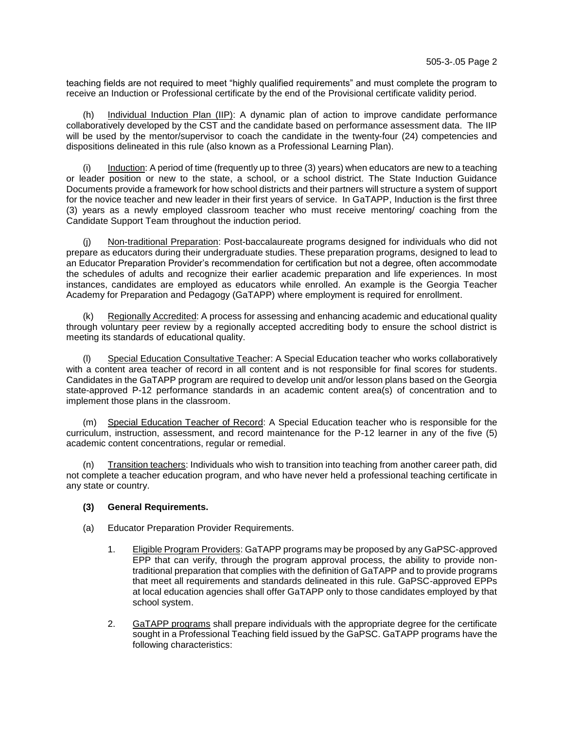teaching fields are not required to meet "highly qualified requirements" and must complete the program to receive an Induction or Professional certificate by the end of the Provisional certificate validity period.

(h) Individual Induction Plan (IIP): A dynamic plan of action to improve candidate performance collaboratively developed by the CST and the candidate based on performance assessment data. The IIP will be used by the mentor/supervisor to coach the candidate in the twenty-four (24) competencies and dispositions delineated in this rule (also known as a Professional Learning Plan).

(i) Induction: A period of time (frequently up to three (3) years) when educators are new to a teaching or leader position or new to the state, a school, or a school district. The State Induction Guidance Documents provide a framework for how school districts and their partners will structure a system of support for the novice teacher and new leader in their first years of service. In GaTAPP, Induction is the first three (3) years as a newly employed classroom teacher who must receive mentoring/ coaching from the Candidate Support Team throughout the induction period.

(j) Non-traditional Preparation: Post-baccalaureate programs designed for individuals who did not prepare as educators during their undergraduate studies. These preparation programs, designed to lead to an Educator Preparation Provider's recommendation for certification but not a degree, often accommodate the schedules of adults and recognize their earlier academic preparation and life experiences. In most instances, candidates are employed as educators while enrolled. An example is the Georgia Teacher Academy for Preparation and Pedagogy (GaTAPP) where employment is required for enrollment.

(k) Regionally Accredited: A process for assessing and enhancing academic and educational quality through voluntary peer review by a regionally accepted accrediting body to ensure the school district is meeting its standards of educational quality.

(l) Special Education Consultative Teacher: A Special Education teacher who works collaboratively with a content area teacher of record in all content and is not responsible for final scores for students. Candidates in the GaTAPP program are required to develop unit and/or lesson plans based on the Georgia state-approved P-12 performance standards in an academic content area(s) of concentration and to implement those plans in the classroom.

(m) Special Education Teacher of Record: A Special Education teacher who is responsible for the curriculum, instruction, assessment, and record maintenance for the P-12 learner in any of the five (5) academic content concentrations, regular or remedial.

(n) Transition teachers: Individuals who wish to transition into teaching from another career path, did not complete a teacher education program, and who have never held a professional teaching certificate in any state or country.

**(3) General Requirements.**

(a) Educator Preparation Provider Requirements.

1. Eligible Program Providers: GaTAPP programs may be proposed by any GaPSC-approved EPP that can verify, through the program approval process, the ability to provide non-traditional preparation that complies with the definition of GaTAPP and to provide programs that meet all requirements and standards delineated in this rule. GaPSC-approved EPPs at local education agencies shall offer GaTAPP only to those candidates employed by that school system.

2. GaTAPP programs shall prepare individuals with the appropriate degree for the certificate sought in a Professional Teaching field issued by the GaPSC. GaTAPP programs have the following characteristics: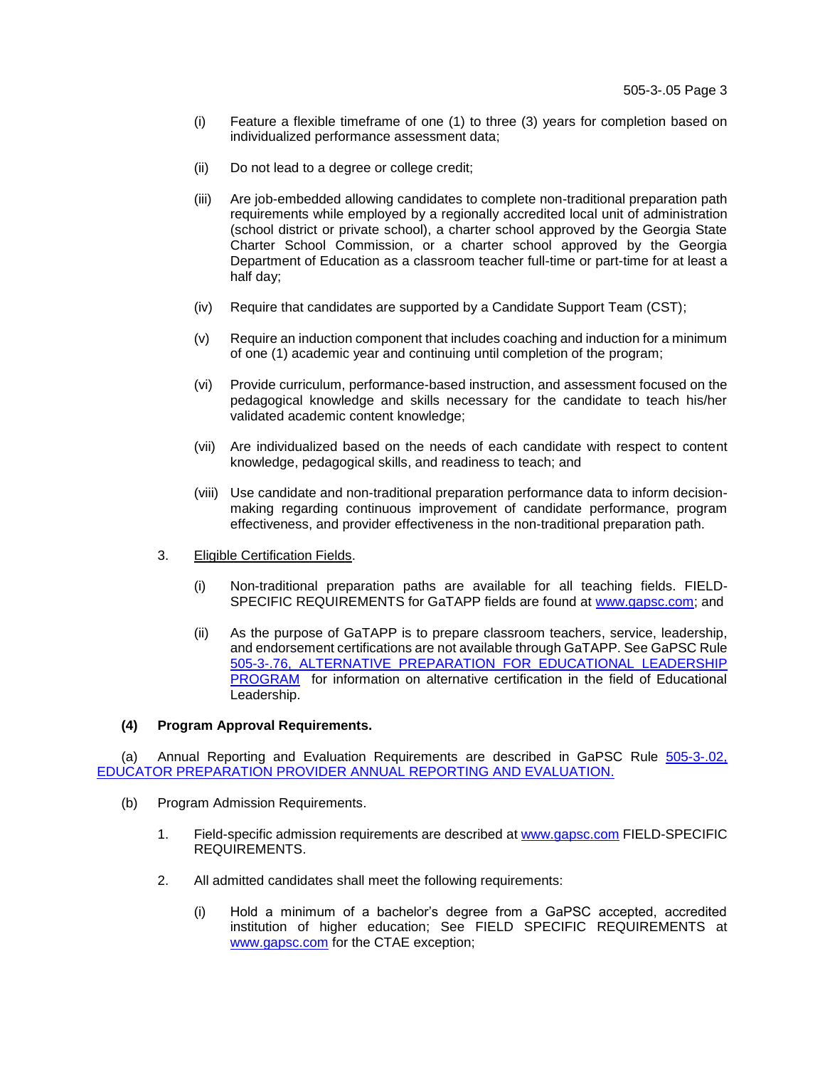(i) Feature a flexible timeframe of one (1) to three (3) years for completion based on individualized performance assessment data;

(ii) Do not lead to a degree or college credit;

(iii) Are job-embedded allowing candidates to complete non-traditional preparation path requirements while employed by a regionally accredited local unit of administration (school district or private school), a charter school approved by the Georgia State Charter School Commission, or a charter school approved by the Georgia Department of Education as a classroom teacher full-time or part-time for at least a half day;

(iv) Require that candidates are supported by a Candidate Support Team (CST);

(v) Require an induction component that includes coaching and induction for a minimum of one (1) academic year and continuing until completion of the program;

(vi) Provide curriculum, performance-based instruction, and assessment focused on the pedagogical knowledge and skills necessary for the candidate to teach his/her validated academic content knowledge;

(vii) Are individualized based on the needs of each candidate with respect to content knowledge, pedagogical skills, and readiness to teach; and

(viii) Use candidate and non-traditional preparation performance data to inform decision-making regarding continuous improvement of candidate performance, program effectiveness, and provider effectiveness in the non-traditional preparation path.

3. Eligible Certification Fields.

(i) Non-traditional preparation paths are available for all teaching fields. FIELD-SPECIFIC REQUIREMENTS for GaTAPP fields are found at www.gapsc.com; and

(ii) As the purpose of GaTAPP is to prepare classroom teachers, service, leadership, and endorsement certifications are not available through GaTAPP. See GaPSC Rule 505-3-.76, ALTERNATIVE PREPARATION FOR EDUCATIONAL LEADERSHIP PROGRAM for information on alternative certification in the field of Educational Leadership.

**(4) Program Approval Requirements.**

(a) Annual Reporting and Evaluation Requirements are described in GaPSC Rule 505-3-.02, EDUCATOR PREPARATION PROVIDER ANNUAL REPORTING AND EVALUATION.

(b) Program Admission Requirements.

1. Field-specific admission requirements are described at www.gapsc.com FIELD-SPECIFIC REQUIREMENTS.

2. All admitted candidates shall meet the following requirements:

(i) Hold a minimum of a bachelor's degree from a GaPSC accepted, accredited institution of higher education; See FIELD SPECIFIC REQUIREMENTS at www.gapsc.com for the CTAE exception;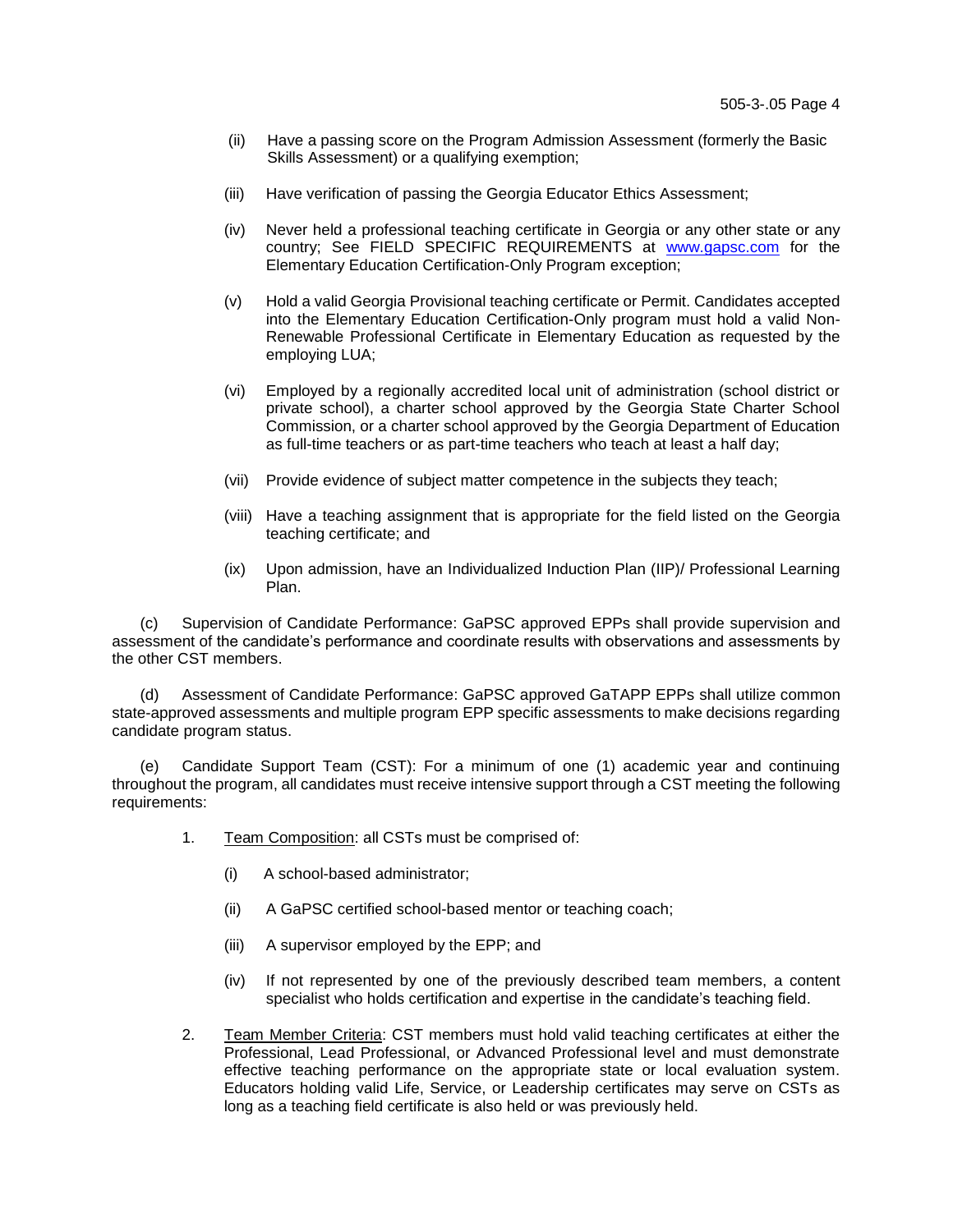(ii) Have a passing score on the Program Admission Assessment (formerly the Basic Skills Assessment) or a qualifying exemption;

(iii) Have verification of passing the Georgia Educator Ethics Assessment;

(iv) Never held a professional teaching certificate in Georgia or any other state or any country; See FIELD SPECIFIC REQUIREMENTS at [www.gapsc.com](http://www.gapsc.com) for the Elementary Education Certification-Only Program exception;

(v) Hold a valid Georgia Provisional teaching certificate or Permit. Candidates accepted into the Elementary Education Certification-Only program must hold a valid Non-Renewable Professional Certificate in Elementary Education as requested by the employing LUA;

(vi) Employed by a regionally accredited local unit of administration (school district or private school), a charter school approved by the Georgia State Charter School Commission, or a charter school approved by the Georgia Department of Education as full-time teachers or as part-time teachers who teach at least a half day;

(vii) Provide evidence of subject matter competence in the subjects they teach;

(viii) Have a teaching assignment that is appropriate for the field listed on the Georgia teaching certificate; and

(ix) Upon admission, have an Individualized Induction Plan (IIP)/ Professional Learning Plan.

(c) Supervision of Candidate Performance: GaPSC approved EPPs shall provide supervision and assessment of the candidate's performance and coordinate results with observations and assessments by the other CST members.

(d) Assessment of Candidate Performance: GaPSC approved GaTAPP EPPs shall utilize common state-approved assessments and multiple program EPP specific assessments to make decisions regarding candidate program status.

(e) Candidate Support Team (CST): For a minimum of one (1) academic year and continuing throughout the program, all candidates must receive intensive support through a CST meeting the following requirements:

1. Team Composition: all CSTs must be comprised of:

   (i) A school-based administrator;

   (ii) A GaPSC certified school-based mentor or teaching coach;

   (iii) A supervisor employed by the EPP; and

   (iv) If not represented by one of the previously described team members, a content specialist who holds certification and expertise in the candidate's teaching field.

2. Team Member Criteria: CST members must hold valid teaching certificates at either the Professional, Lead Professional, or Advanced Professional level and must demonstrate effective teaching performance on the appropriate state or local evaluation system. Educators holding valid Life, Service, or Leadership certificates may serve on CSTs as long as a teaching field certificate is also held or was previously held.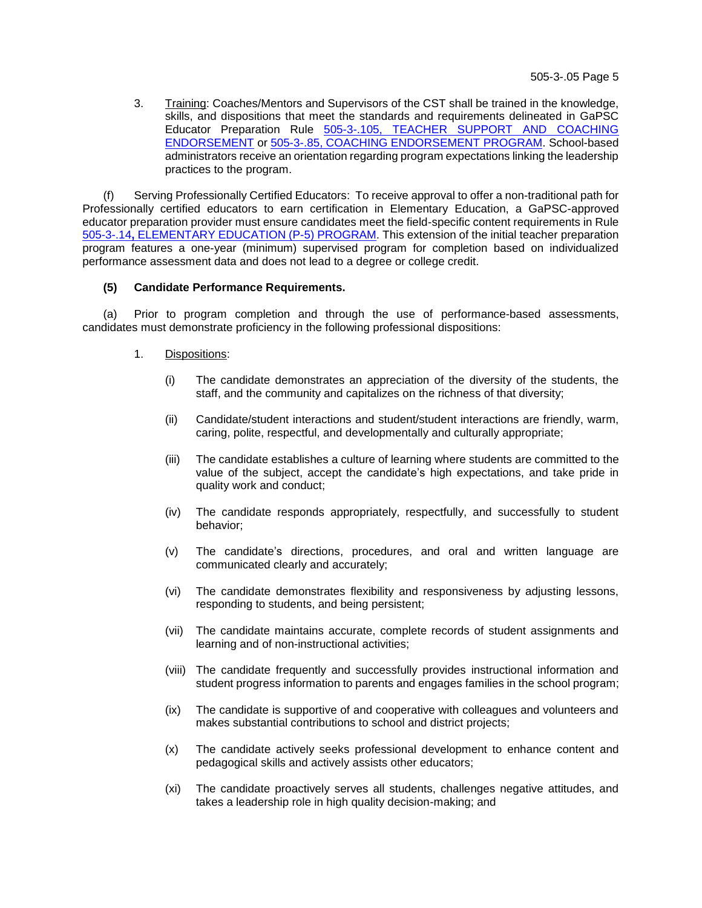3. Training: Coaches/Mentors and Supervisors of the CST shall be trained in the knowledge, skills, and dispositions that meet the standards and requirements delineated in GaPSC Educator Preparation Rule 505-3-.105, TEACHER SUPPORT AND COACHING ENDORSEMENT or 505-3-.85, COACHING ENDORSEMENT PROGRAM. School-based administrators receive an orientation regarding program expectations linking the leadership practices to the program.

(f) Serving Professionally Certified Educators: To receive approval to offer a non-traditional path for Professionally certified educators to earn certification in Elementary Education, a GaPSC-approved educator preparation provider must ensure candidates meet the field-specific content requirements in Rule 505-3-.14, ELEMENTARY EDUCATION (P-5) PROGRAM. This extension of the initial teacher preparation program features a one-year (minimum) supervised program for completion based on individualized performance assessment data and does not lead to a degree or college credit.

**(5) Candidate Performance Requirements.**

(a) Prior to program completion and through the use of performance-based assessments, candidates must demonstrate proficiency in the following professional dispositions:

1. Dispositions:

   (i) The candidate demonstrates an appreciation of the diversity of the students, the staff, and the community and capitalizes on the richness of that diversity;

   (ii) Candidate/student interactions and student/student interactions are friendly, warm, caring, polite, respectful, and developmentally and culturally appropriate;

   (iii) The candidate establishes a culture of learning where students are committed to the value of the subject, accept the candidate's high expectations, and take pride in quality work and conduct;

   (iv) The candidate responds appropriately, respectfully, and successfully to student behavior;

   (v) The candidate's directions, procedures, and oral and written language are communicated clearly and accurately;

   (vi) The candidate demonstrates flexibility and responsiveness by adjusting lessons, responding to students, and being persistent;

   (vii) The candidate maintains accurate, complete records of student assignments and learning and of non-instructional activities;

   (viii) The candidate frequently and successfully provides instructional information and student progress information to parents and engages families in the school program;

   (ix) The candidate is supportive of and cooperative with colleagues and volunteers and makes substantial contributions to school and district projects;

   (x) The candidate actively seeks professional development to enhance content and pedagogical skills and actively assists other educators;

   (xi) The candidate proactively serves all students, challenges negative attitudes, and takes a leadership role in high quality decision-making; and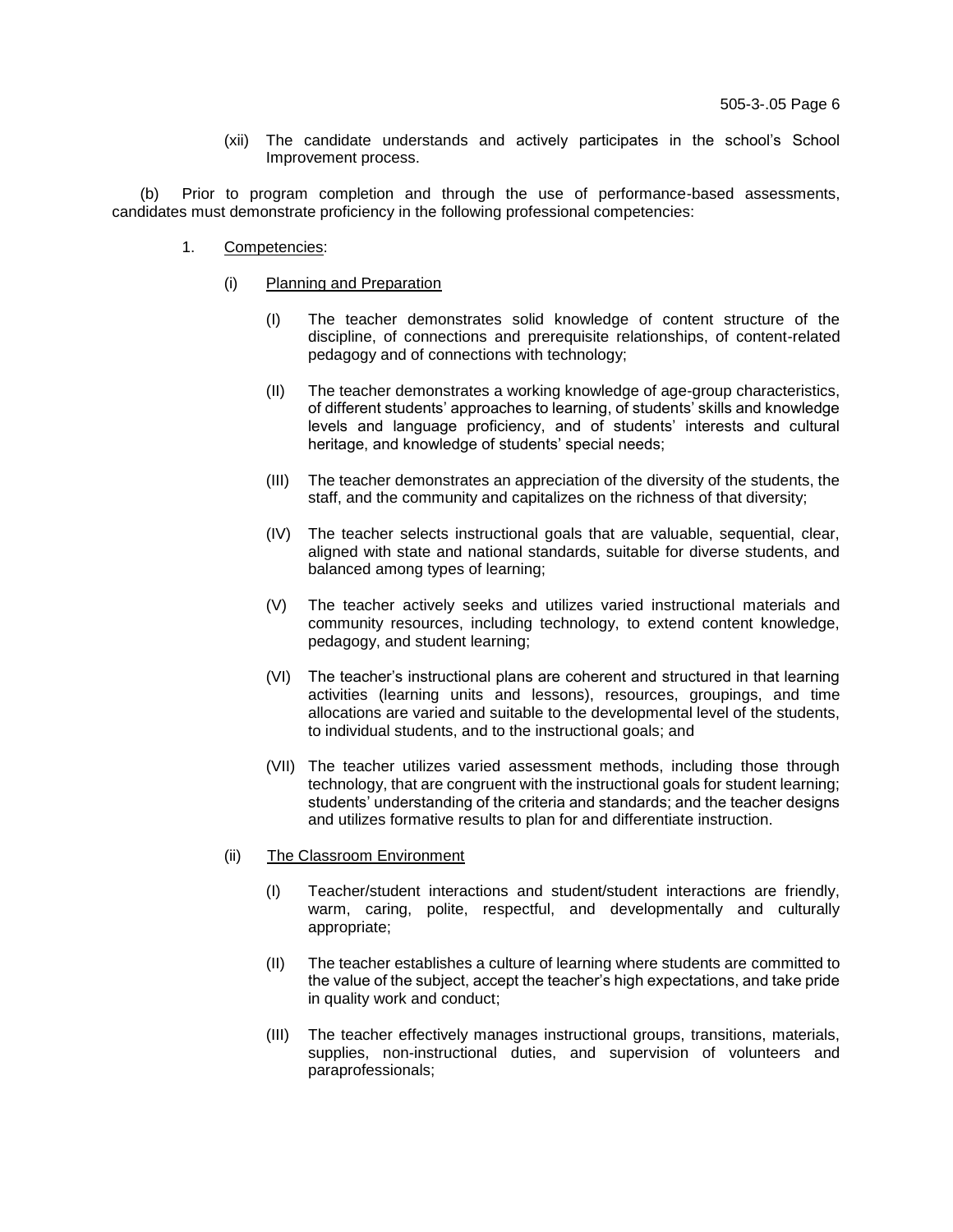(xii) The candidate understands and actively participates in the school's School Improvement process.

(b) Prior to program completion and through the use of performance-based assessments, candidates must demonstrate proficiency in the following professional competencies:

1. Competencies:

(i) Planning and Preparation

(I) The teacher demonstrates solid knowledge of content structure of the discipline, of connections and prerequisite relationships, of content-related pedagogy and of connections with technology;

(II) The teacher demonstrates a working knowledge of age-group characteristics, of different students' approaches to learning, of students' skills and knowledge levels and language proficiency, and of students' interests and cultural heritage, and knowledge of students' special needs;

(III) The teacher demonstrates an appreciation of the diversity of the students, the staff, and the community and capitalizes on the richness of that diversity;

(IV) The teacher selects instructional goals that are valuable, sequential, clear, aligned with state and national standards, suitable for diverse students, and balanced among types of learning;

(V) The teacher actively seeks and utilizes varied instructional materials and community resources, including technology, to extend content knowledge, pedagogy, and student learning;

(VI) The teacher's instructional plans are coherent and structured in that learning activities (learning units and lessons), resources, groupings, and time allocations are varied and suitable to the developmental level of the students, to individual students, and to the instructional goals; and

(VII) The teacher utilizes varied assessment methods, including those through technology, that are congruent with the instructional goals for student learning; students' understanding of the criteria and standards; and the teacher designs and utilizes formative results to plan for and differentiate instruction.

(ii) The Classroom Environment

(I) Teacher/student interactions and student/student interactions are friendly, warm, caring, polite, respectful, and developmentally and culturally appropriate;

(II) The teacher establishes a culture of learning where students are committed to the value of the subject, accept the teacher's high expectations, and take pride in quality work and conduct;

(III) The teacher effectively manages instructional groups, transitions, materials, supplies, non-instructional duties, and supervision of volunteers and paraprofessionals;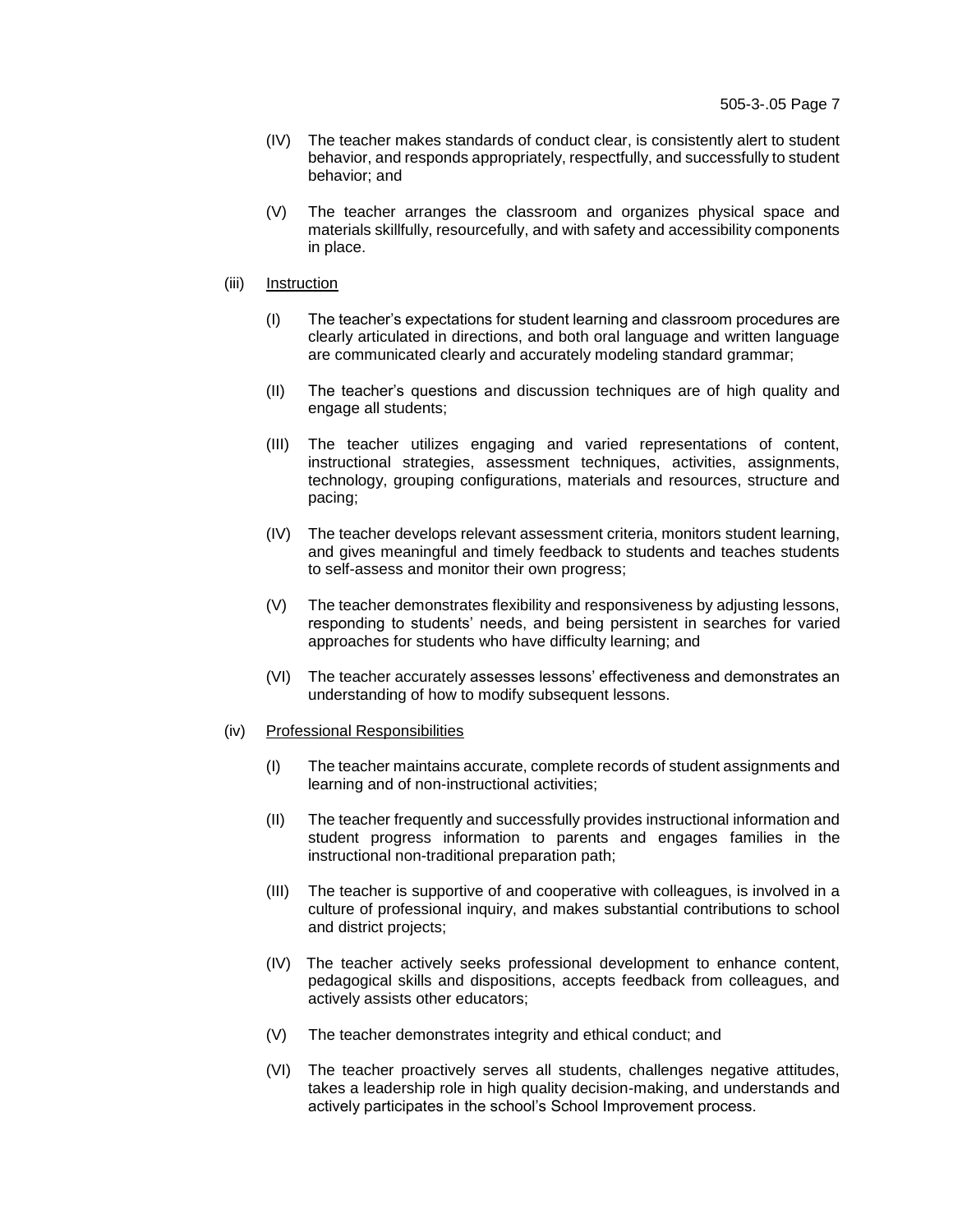(IV) The teacher makes standards of conduct clear, is consistently alert to student behavior, and responds appropriately, respectfully, and successfully to student behavior; and

(V) The teacher arranges the classroom and organizes physical space and materials skillfully, resourcefully, and with safety and accessibility components in place.

(iii) Instruction

(I) The teacher's expectations for student learning and classroom procedures are clearly articulated in directions, and both oral language and written language are communicated clearly and accurately modeling standard grammar;

(II) The teacher's questions and discussion techniques are of high quality and engage all students;

(III) The teacher utilizes engaging and varied representations of content, instructional strategies, assessment techniques, activities, assignments, technology, grouping configurations, materials and resources, structure and pacing;

(IV) The teacher develops relevant assessment criteria, monitors student learning, and gives meaningful and timely feedback to students and teaches students to self-assess and monitor their own progress;

(V) The teacher demonstrates flexibility and responsiveness by adjusting lessons, responding to students' needs, and being persistent in searches for varied approaches for students who have difficulty learning; and

(VI) The teacher accurately assesses lessons' effectiveness and demonstrates an understanding of how to modify subsequent lessons.

(iv) Professional Responsibilities

(I) The teacher maintains accurate, complete records of student assignments and learning and of non-instructional activities;

(II) The teacher frequently and successfully provides instructional information and student progress information to parents and engages families in the instructional non-traditional preparation path;

(III) The teacher is supportive of and cooperative with colleagues, is involved in a culture of professional inquiry, and makes substantial contributions to school and district projects;

(IV) The teacher actively seeks professional development to enhance content, pedagogical skills and dispositions, accepts feedback from colleagues, and actively assists other educators;

(V) The teacher demonstrates integrity and ethical conduct; and

(VI) The teacher proactively serves all students, challenges negative attitudes, takes a leadership role in high quality decision-making, and understands and actively participates in the school's School Improvement process.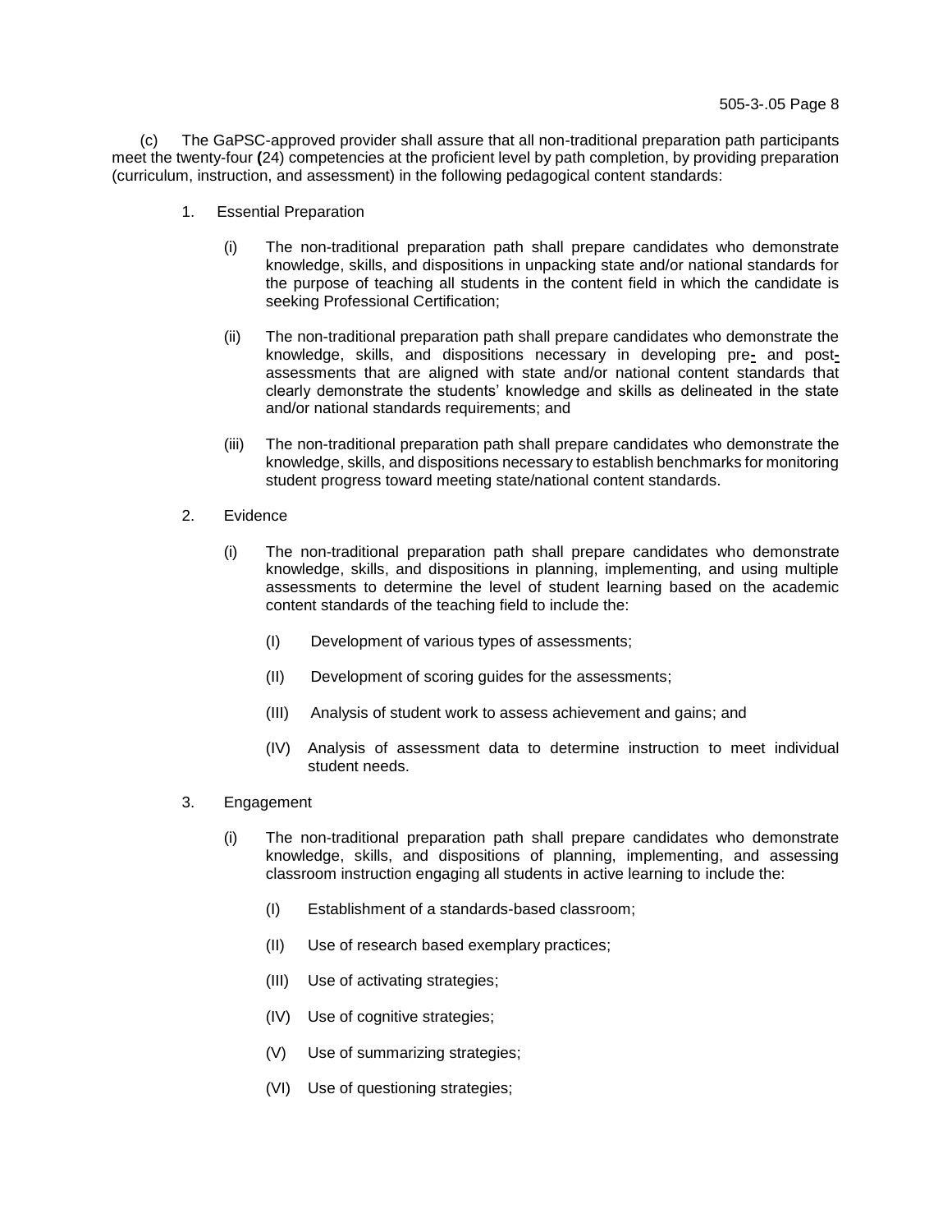(c) The GaPSC-approved provider shall assure that all non-traditional preparation path participants meet the twenty-four **(**24) competencies at the proficient level by path completion, by providing preparation (curriculum, instruction, and assessment) in the following pedagogical content standards:

1. Essential Preparation

   (i) The non-traditional preparation path shall prepare candidates who demonstrate knowledge, skills, and dispositions in unpacking state and/or national standards for the purpose of teaching all students in the content field in which the candidate is seeking Professional Certification;

   (ii) The non-traditional preparation path shall prepare candidates who demonstrate the knowledge, skills, and dispositions necessary in developing pre- and post-assessments that are aligned with state and/or national content standards that clearly demonstrate the students' knowledge and skills as delineated in the state and/or national standards requirements; and

   (iii) The non-traditional preparation path shall prepare candidates who demonstrate the knowledge, skills, and dispositions necessary to establish benchmarks for monitoring student progress toward meeting state/national content standards.

2. Evidence

   (i) The non-traditional preparation path shall prepare candidates who demonstrate knowledge, skills, and dispositions in planning, implementing, and using multiple assessments to determine the level of student learning based on the academic content standards of the teaching field to include the:

      (I) Development of various types of assessments;

      (II) Development of scoring guides for the assessments;

      (III) Analysis of student work to assess achievement and gains; and

      (IV) Analysis of assessment data to determine instruction to meet individual student needs.

3. Engagement

   (i) The non-traditional preparation path shall prepare candidates who demonstrate knowledge, skills, and dispositions of planning, implementing, and assessing classroom instruction engaging all students in active learning to include the:

      (I) Establishment of a standards-based classroom;

      (II) Use of research based exemplary practices;

      (III) Use of activating strategies;

      (IV) Use of cognitive strategies;

      (V) Use of summarizing strategies;

      (VI) Use of questioning strategies;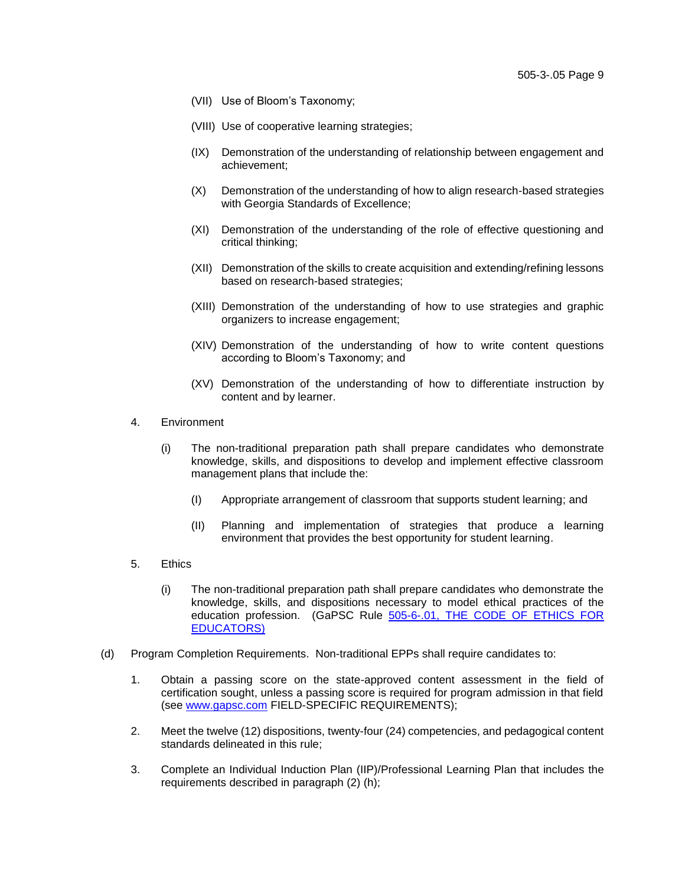(VII) Use of Bloom's Taxonomy;

(VIII) Use of cooperative learning strategies;

(IX) Demonstration of the understanding of relationship between engagement and achievement;

(X) Demonstration of the understanding of how to align research-based strategies with Georgia Standards of Excellence;

(XI) Demonstration of the understanding of the role of effective questioning and critical thinking;

(XII) Demonstration of the skills to create acquisition and extending/refining lessons based on research-based strategies;

(XIII) Demonstration of the understanding of how to use strategies and graphic organizers to increase engagement;

(XIV) Demonstration of the understanding of how to write content questions according to Bloom's Taxonomy; and

(XV) Demonstration of the understanding of how to differentiate instruction by content and by learner.

4. Environment

(i) The non-traditional preparation path shall prepare candidates who demonstrate knowledge, skills, and dispositions to develop and implement effective classroom management plans that include the:

(I) Appropriate arrangement of classroom that supports student learning; and

(II) Planning and implementation of strategies that produce a learning environment that provides the best opportunity for student learning.

5. Ethics

(i) The non-traditional preparation path shall prepare candidates who demonstrate the knowledge, skills, and dispositions necessary to model ethical practices of the education profession. (GaPSC Rule 505-6-.01, THE CODE OF ETHICS FOR EDUCATORS)

(d) Program Completion Requirements. Non-traditional EPPs shall require candidates to:

1. Obtain a passing score on the state-approved content assessment in the field of certification sought, unless a passing score is required for program admission in that field (see www.gapsc.com FIELD-SPECIFIC REQUIREMENTS);

2. Meet the twelve (12) dispositions, twenty-four (24) competencies, and pedagogical content standards delineated in this rule;

3. Complete an Individual Induction Plan (IIP)/Professional Learning Plan that includes the requirements described in paragraph (2) (h);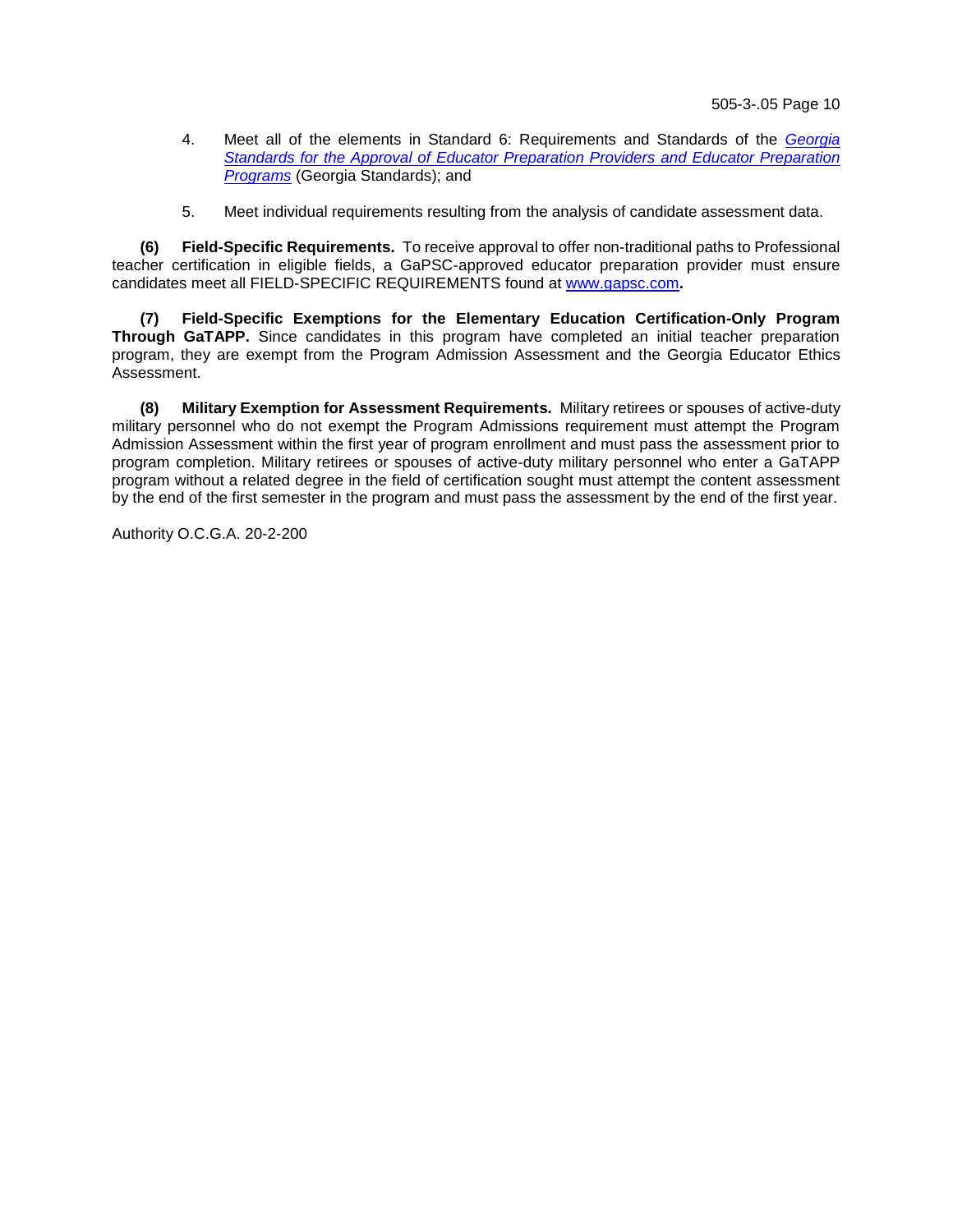4. Meet all of the elements in Standard 6: Requirements and Standards of the *Georgia Standards for the Approval of Educator Preparation Providers and Educator Preparation Programs* (Georgia Standards); and

5. Meet individual requirements resulting from the analysis of candidate assessment data.

**(6) Field-Specific Requirements.** To receive approval to offer non-traditional paths to Professional teacher certification in eligible fields, a GaPSC-approved educator preparation provider must ensure candidates meet all FIELD-SPECIFIC REQUIREMENTS found at www.gapsc.com**.**

**(7) Field-Specific Exemptions for the Elementary Education Certification-Only Program Through GaTAPP.** Since candidates in this program have completed an initial teacher preparation program, they are exempt from the Program Admission Assessment and the Georgia Educator Ethics Assessment.

**(8) Military Exemption for Assessment Requirements.** Military retirees or spouses of active-duty military personnel who do not exempt the Program Admissions requirement must attempt the Program Admission Assessment within the first year of program enrollment and must pass the assessment prior to program completion. Military retirees or spouses of active-duty military personnel who enter a GaTAPP program without a related degree in the field of certification sought must attempt the content assessment by the end of the first semester in the program and must pass the assessment by the end of the first year.

Authority O.C.G.A. 20-2-200